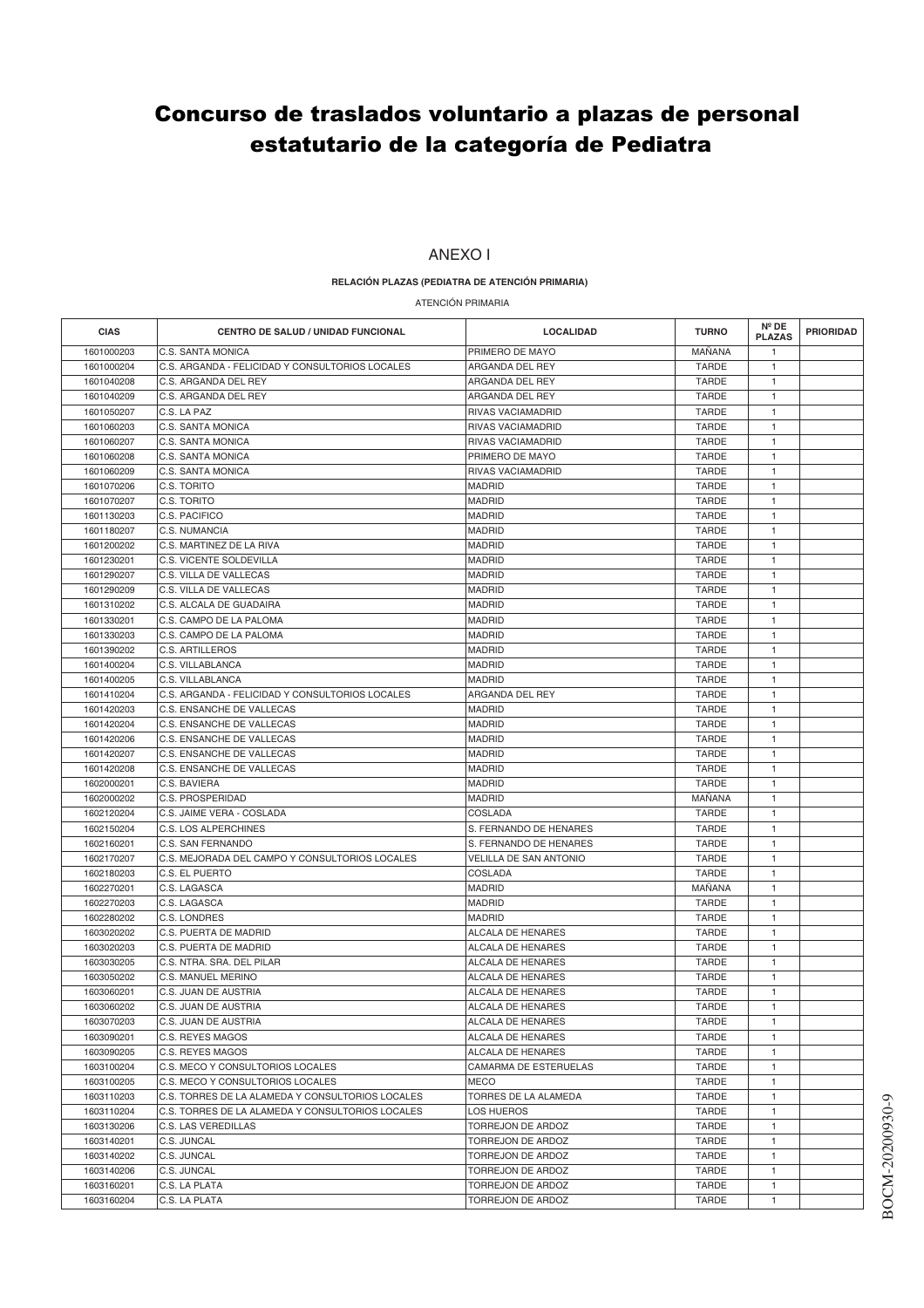# Concurso de traslados voluntario a plazas de personal estatutario de la categoría de Pediatra

## ANEXO I

**RELACIÓN PLAZAS (PEDIATRA DE ATENCIÓN PRIMARIA)**

ATENCIÓN PRIMARIA

| CIAS | CENTRO DE SALUD / UNIDAD FUNCIONAL | LOCALIDAD | TURNO | Nº DE PLAZAS | PRIORIDAD |
|---|---|---|---|---|---|
| 1601000203 | C.S. SANTA MONICA | PRIMERO DE MAYO | MAÑANA | 1 | |
| 1601000204 | C.S. ARGANDA - FELICIDAD Y CONSULTORIOS LOCALES | ARGANDA DEL REY | TARDE | 1 | |
| 1601040208 | C.S. ARGANDA DEL REY | ARGANDA DEL REY | TARDE | 1 | |
| 1601040209 | C.S. ARGANDA DEL REY | ARGANDA DEL REY | TARDE | 1 | |
| 1601050207 | C.S. LA PAZ | RIVAS VACIAMADRID | TARDE | 1 | |
| 1601060203 | C.S. SANTA MONICA | RIVAS VACIAMADRID | TARDE | 1 | |
| 1601060207 | C.S. SANTA MONICA | RIVAS VACIAMADRID | TARDE | 1 | |
| 1601060208 | C.S. SANTA MONICA | PRIMERO DE MAYO | TARDE | 1 | |
| 1601060209 | C.S. SANTA MONICA | RIVAS VACIAMADRID | TARDE | 1 | |
| 1601070206 | C.S. TORITO | MADRID | TARDE | 1 | |
| 1601070207 | C.S. TORITO | MADRID | TARDE | 1 | |
| 1601130203 | C.S. PACIFICO | MADRID | TARDE | 1 | |
| 1601180207 | C.S. NUMANCIA | MADRID | TARDE | 1 | |
| 1601200202 | C.S. MARTINEZ DE LA RIVA | MADRID | TARDE | 1 | |
| 1601230201 | C.S. VICENTE SOLDEVILLA | MADRID | TARDE | 1 | |
| 1601290207 | C.S. VILLA DE VALLECAS | MADRID | TARDE | 1 | |
| 1601290209 | C.S. VILLA DE VALLECAS | MADRID | TARDE | 1 | |
| 1601310202 | C.S. ALCALA DE GUADAIRA | MADRID | TARDE | 1 | |
| 1601330201 | C.S. CAMPO DE LA PALOMA | MADRID | TARDE | 1 | |
| 1601330203 | C.S. CAMPO DE LA PALOMA | MADRID | TARDE | 1 | |
| 1601390202 | C.S. ARTILLEROS | MADRID | TARDE | 1 | |
| 1601400204 | C.S. VILLABLANCA | MADRID | TARDE | 1 | |
| 1601400205 | C.S. VILLABLANCA | MADRID | TARDE | 1 | |
| 1601410204 | C.S. ARGANDA - FELICIDAD Y CONSULTORIOS LOCALES | ARGANDA DEL REY | TARDE | 1 | |
| 1601420203 | C.S. ENSANCHE DE VALLECAS | MADRID | TARDE | 1 | |
| 1601420204 | C.S. ENSANCHE DE VALLECAS | MADRID | TARDE | 1 | |
| 1601420206 | C.S. ENSANCHE DE VALLECAS | MADRID | TARDE | 1 | |
| 1601420207 | C.S. ENSANCHE DE VALLECAS | MADRID | TARDE | 1 | |
| 1601420208 | C.S. ENSANCHE DE VALLECAS | MADRID | TARDE | 1 | |
| 1602000201 | C.S. BAVIERA | MADRID | TARDE | 1 | |
| 1602000202 | C.S. PROSPERIDAD | MADRID | MAÑANA | 1 | |
| 1602120204 | C.S. JAIME VERA - COSLADA | COSLADA | TARDE | 1 | |
| 1602150204 | C.S. LOS ALPERCHINES | S. FERNANDO DE HENARES | TARDE | 1 | |
| 1602160201 | C.S. SAN FERNANDO | S. FERNANDO DE HENARES | TARDE | 1 | |
| 1602170207 | C.S. MEJORADA DEL CAMPO Y CONSULTORIOS LOCALES | VELILLA DE SAN ANTONIO | TARDE | 1 | |
| 1602180203 | C.S. EL PUERTO | COSLADA | TARDE | 1 | |
| 1602270201 | C.S. LAGASCA | MADRID | MAÑANA | 1 | |
| 1602270203 | C.S. LAGASCA | MADRID | TARDE | 1 | |
| 1602280202 | C.S. LONDRES | MADRID | TARDE | 1 | |
| 1603020202 | C.S. PUERTA DE MADRID | ALCALA DE HENARES | TARDE | 1 | |
| 1603020203 | C.S. PUERTA DE MADRID | ALCALA DE HENARES | TARDE | 1 | |
| 1603030205 | C.S. NTRA. SRA. DEL PILAR | ALCALA DE HENARES | TARDE | 1 | |
| 1603050202 | C.S. MANUEL MERINO | ALCALA DE HENARES | TARDE | 1 | |
| 1603060201 | C.S. JUAN DE AUSTRIA | ALCALA DE HENARES | TARDE | 1 | |
| 1603060202 | C.S. JUAN DE AUSTRIA | ALCALA DE HENARES | TARDE | 1 | |
| 1603070203 | C.S. JUAN DE AUSTRIA | ALCALA DE HENARES | TARDE | 1 | |
| 1603090201 | C.S. REYES MAGOS | ALCALA DE HENARES | TARDE | 1 | |
| 1603090205 | C.S. REYES MAGOS | ALCALA DE HENARES | TARDE | 1 | |
| 1603100204 | C.S. MECO Y CONSULTORIOS LOCALES | CAMARMA DE ESTERUELAS | TARDE | 1 | |
| 1603100205 | C.S. MECO Y CONSULTORIOS LOCALES | MECO | TARDE | 1 | |
| 1603110203 | C.S. TORRES DE LA ALAMEDA Y CONSULTORIOS LOCALES | TORRES DE LA ALAMEDA | TARDE | 1 | |
| 1603110204 | C.S. TORRES DE LA ALAMEDA Y CONSULTORIOS LOCALES | LOS HUEROS | TARDE | 1 | |
| 1603130206 | C.S. LAS VEREDILLAS | TORREJON DE ARDOZ | TARDE | 1 | |
| 1603140201 | C.S. JUNCAL | TORREJON DE ARDOZ | TARDE | 1 | |
| 1603140202 | C.S. JUNCAL | TORREJON DE ARDOZ | TARDE | 1 | |
| 1603140206 | C.S. JUNCAL | TORREJON DE ARDOZ | TARDE | 1 | |
| 1603160201 | C.S. LA PLATA | TORREJON DE ARDOZ | TARDE | 1 | |
| 1603160204 | C.S. LA PLATA | TORREJON DE ARDOZ | TARDE | 1 | |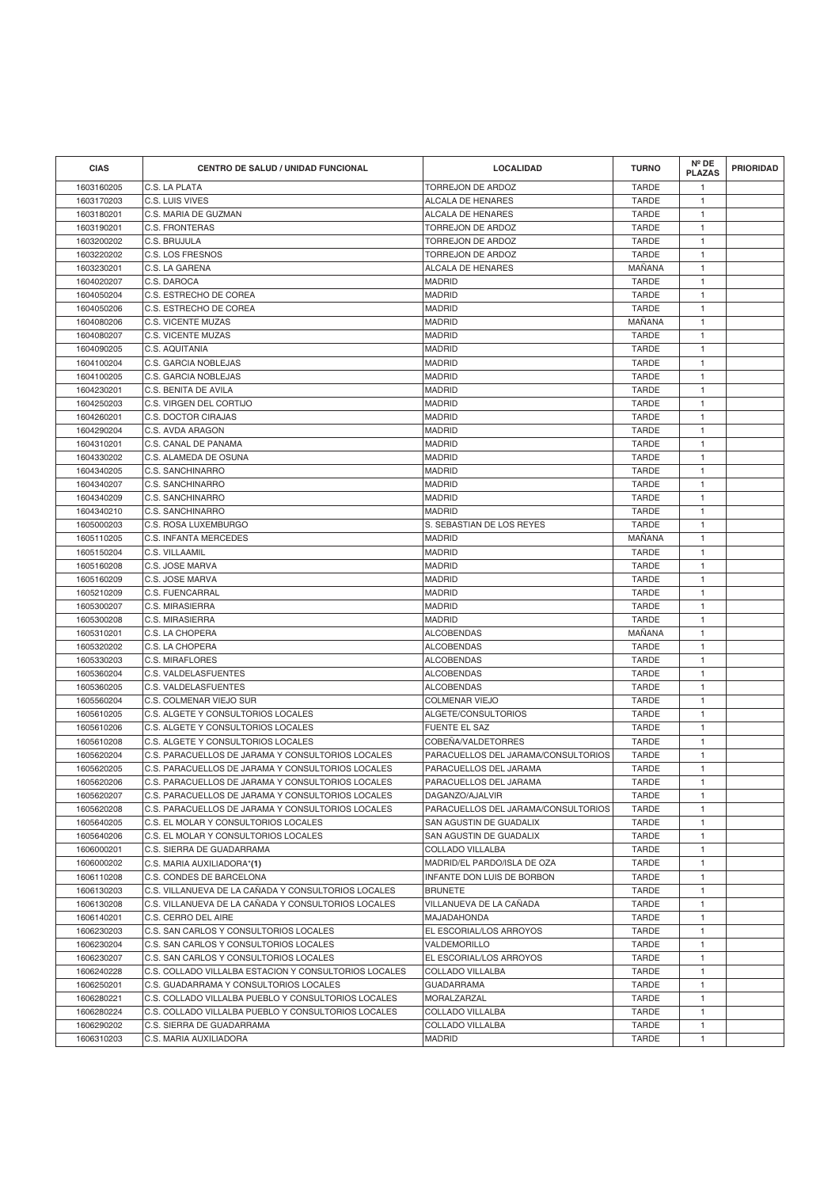| CIAS | CENTRO DE SALUD / UNIDAD FUNCIONAL | LOCALIDAD | TURNO | Nº DE PLAZAS | PRIORIDAD |
|---|---|---|---|---|---|
| 1603160205 | C.S. LA PLATA | TORREJON DE ARDOZ | TARDE | 1 | |
| 1603170203 | C.S. LUIS VIVES | ALCALA DE HENARES | TARDE | 1 | |
| 1603180201 | C.S. MARIA DE GUZMAN | ALCALA DE HENARES | TARDE | 1 | |
| 1603190201 | C.S. FRONTERAS | TORREJON DE ARDOZ | TARDE | 1 | |
| 1603200202 | C.S. BRUJULA | TORREJON DE ARDOZ | TARDE | 1 | |
| 1603220202 | C.S. LOS FRESNOS | TORREJON DE ARDOZ | TARDE | 1 | |
| 1603230201 | C.S. LA GARENA | ALCALA DE HENARES | MAÑANA | 1 | |
| 1604020207 | C.S. DAROCA | MADRID | TARDE | 1 | |
| 1604050204 | C.S. ESTRECHO DE COREA | MADRID | TARDE | 1 | |
| 1604050206 | C.S. ESTRECHO DE COREA | MADRID | TARDE | 1 | |
| 1604080206 | C.S. VICENTE MUZAS | MADRID | MAÑANA | 1 | |
| 1604080207 | C.S. VICENTE MUZAS | MADRID | TARDE | 1 | |
| 1604090205 | C.S. AQUITANIA | MADRID | TARDE | 1 | |
| 1604100204 | C.S. GARCIA NOBLEJAS | MADRID | TARDE | 1 | |
| 1604100205 | C.S. GARCIA NOBLEJAS | MADRID | TARDE | 1 | |
| 1604230201 | C.S. BENITA DE AVILA | MADRID | TARDE | 1 | |
| 1604250203 | C.S. VIRGEN DEL CORTIJO | MADRID | TARDE | 1 | |
| 1604260201 | C.S. DOCTOR CIRAJAS | MADRID | TARDE | 1 | |
| 1604290204 | C.S. AVDA ARAGON | MADRID | TARDE | 1 | |
| 1604310201 | C.S. CANAL DE PANAMA | MADRID | TARDE | 1 | |
| 1604330202 | C.S. ALAMEDA DE OSUNA | MADRID | TARDE | 1 | |
| 1604340205 | C.S. SANCHINARRO | MADRID | TARDE | 1 | |
| 1604340207 | C.S. SANCHINARRO | MADRID | TARDE | 1 | |
| 1604340209 | C.S. SANCHINARRO | MADRID | TARDE | 1 | |
| 1604340210 | C.S. SANCHINARRO | MADRID | TARDE | 1 | |
| 1605000203 | C.S. ROSA LUXEMBURGO | S. SEBASTIAN DE LOS REYES | TARDE | 1 | |
| 1605110205 | C.S. INFANTA MERCEDES | MADRID | MAÑANA | 1 | |
| 1605150204 | C.S. VILLAAMIL | MADRID | TARDE | 1 | |
| 1605160208 | C.S. JOSE MARVA | MADRID | TARDE | 1 | |
| 1605160209 | C.S. JOSE MARVA | MADRID | TARDE | 1 | |
| 1605210209 | C.S. FUENCARRAL | MADRID | TARDE | 1 | |
| 1605300207 | C.S. MIRASIERRA | MADRID | TARDE | 1 | |
| 1605300208 | C.S. MIRASIERRA | MADRID | TARDE | 1 | |
| 1605310201 | C.S. LA CHOPERA | ALCOBENDAS | MAÑANA | 1 | |
| 1605320202 | C.S. LA CHOPERA | ALCOBENDAS | TARDE | 1 | |
| 1605330203 | C.S. MIRAFLORES | ALCOBENDAS | TARDE | 1 | |
| 1605360204 | C.S. VALDELASFUENTES | ALCOBENDAS | TARDE | 1 | |
| 1605360205 | C.S. VALDELASFUENTES | ALCOBENDAS | TARDE | 1 | |
| 1605560204 | C.S. COLMENAR VIEJO SUR | COLMENAR VIEJO | TARDE | 1 | |
| 1605610205 | C.S. ALGETE Y CONSULTORIOS LOCALES | ALGETE/CONSULTORIOS | TARDE | 1 | |
| 1605610206 | C.S. ALGETE Y CONSULTORIOS LOCALES | FUENTE EL SAZ | TARDE | 1 | |
| 1605610208 | C.S. ALGETE Y CONSULTORIOS LOCALES | COBEÑA/VALDETORRES | TARDE | 1 | |
| 1605620204 | C.S. PARACUELLOS DE JARAMA Y CONSULTORIOS LOCALES | PARACUELLOS DEL JARAMA/CONSULTORIOS | TARDE | 1 | |
| 1605620205 | C.S. PARACUELLOS DE JARAMA Y CONSULTORIOS LOCALES | PARACUELLOS DEL JARAMA | TARDE | 1 | |
| 1605620206 | C.S. PARACUELLOS DE JARAMA Y CONSULTORIOS LOCALES | PARACUELLOS DEL JARAMA | TARDE | 1 | |
| 1605620207 | C.S. PARACUELLOS DE JARAMA Y CONSULTORIOS LOCALES | DAGANZO/AJALVIR | TARDE | 1 | |
| 1605620208 | C.S. PARACUELLOS DE JARAMA Y CONSULTORIOS LOCALES | PARACUELLOS DEL JARAMA/CONSULTORIOS | TARDE | 1 | |
| 1605640205 | C.S. EL MOLAR Y CONSULTORIOS LOCALES | SAN AGUSTIN DE GUADALIX | TARDE | 1 | |
| 1605640206 | C.S. EL MOLAR Y CONSULTORIOS LOCALES | SAN AGUSTIN DE GUADALIX | TARDE | 1 | |
| 1606000201 | C.S. SIERRA DE GUADARRAMA | COLLADO VILLALBA | TARDE | 1 | |
| 1606000202 | C.S. MARIA AUXILIADORA*(1) | MADRID/EL PARDO/ISLA DE OZA | TARDE | 1 | |
| 1606110208 | C.S. CONDES DE BARCELONA | INFANTE DON LUIS DE BORBON | TARDE | 1 | |
| 1606130203 | C.S. VILLANUEVA DE LA CAÑADA Y CONSULTORIOS LOCALES | BRUNETE | TARDE | 1 | |
| 1606130208 | C.S. VILLANUEVA DE LA CAÑADA Y CONSULTORIOS LOCALES | VILLANUEVA DE LA CAÑADA | TARDE | 1 | |
| 1606140201 | C.S. CERRO DEL AIRE | MAJADAHONDA | TARDE | 1 | |
| 1606230203 | C.S. SAN CARLOS Y CONSULTORIOS LOCALES | EL ESCORIAL/LOS ARROYOS | TARDE | 1 | |
| 1606230204 | C.S. SAN CARLOS Y CONSULTORIOS LOCALES | VALDEMORILLO | TARDE | 1 | |
| 1606230207 | C.S. SAN CARLOS Y CONSULTORIOS LOCALES | EL ESCORIAL/LOS ARROYOS | TARDE | 1 | |
| 1606240228 | C.S. COLLADO VILLALBA ESTACION Y CONSULTORIOS LOCALES | COLLADO VILLALBA | TARDE | 1 | |
| 1606250201 | C.S. GUADARRAMA Y CONSULTORIOS LOCALES | GUADARRAMA | TARDE | 1 | |
| 1606280221 | C.S. COLLADO VILLALBA PUEBLO Y CONSULTORIOS LOCALES | MORALZARZAL | TARDE | 1 | |
| 1606280224 | C.S. COLLADO VILLALBA PUEBLO Y CONSULTORIOS LOCALES | COLLADO VILLALBA | TARDE | 1 | |
| 1606290202 | C.S. SIERRA DE GUADARRAMA | COLLADO VILLALBA | TARDE | 1 | |
| 1606310203 | C.S. MARIA AUXILIADORA | MADRID | TARDE | 1 | |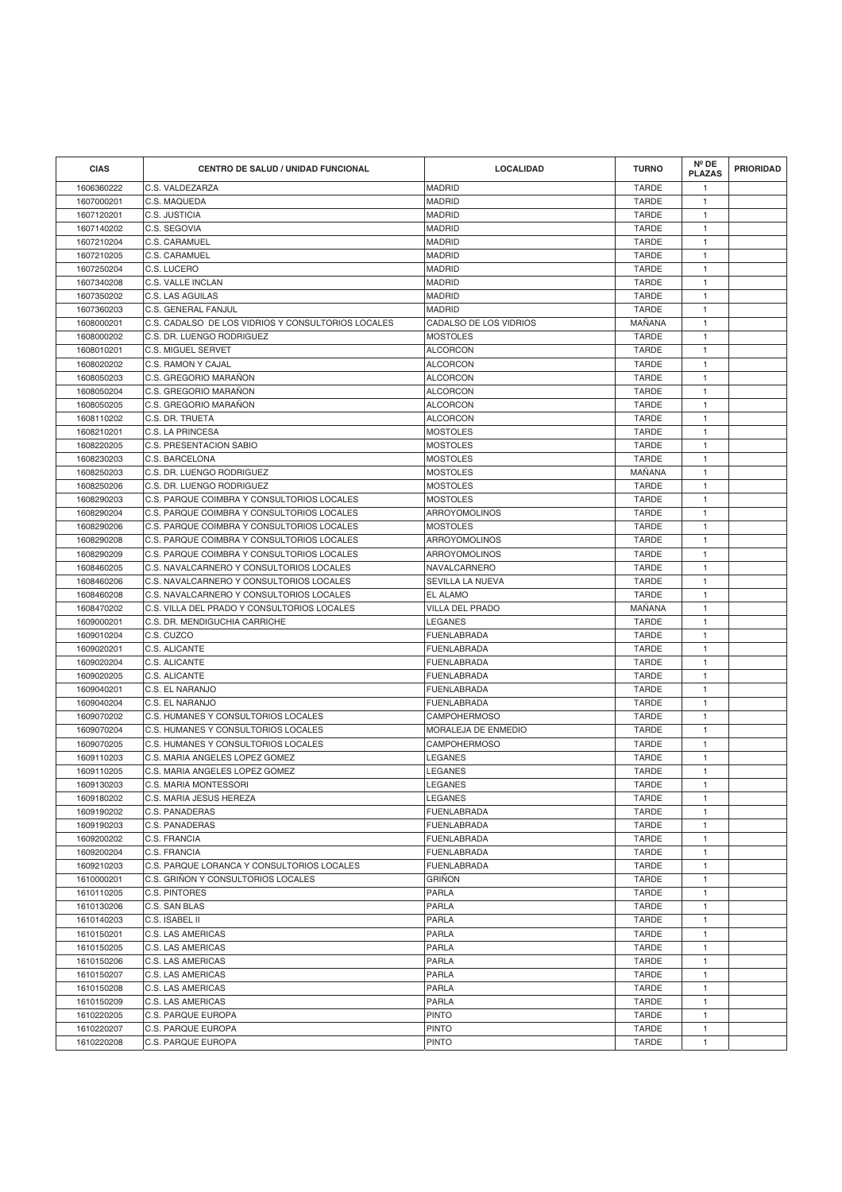| CIAS | CENTRO DE SALUD / UNIDAD FUNCIONAL | LOCALIDAD | TURNO | Nº DE PLAZAS | PRIORIDAD |
|---|---|---|---|---|---|
| 1606360222 | C.S. VALDEZARZA | MADRID | TARDE | 1 | |
| 1607000201 | C.S. MAQUEDA | MADRID | TARDE | 1 | |
| 1607120201 | C.S. JUSTICIA | MADRID | TARDE | 1 | |
| 1607140202 | C.S. SEGOVIA | MADRID | TARDE | 1 | |
| 1607210204 | C.S. CARAMUEL | MADRID | TARDE | 1 | |
| 1607210205 | C.S. CARAMUEL | MADRID | TARDE | 1 | |
| 1607250204 | C.S. LUCERO | MADRID | TARDE | 1 | |
| 1607340208 | C.S. VALLE INCLAN | MADRID | TARDE | 1 | |
| 1607350202 | C.S. LAS AGUILAS | MADRID | TARDE | 1 | |
| 1607360203 | C.S. GENERAL FANJUL | MADRID | TARDE | 1 | |
| 1608000201 | C.S. CADALSO DE LOS VIDRIOS Y CONSULTORIOS LOCALES | CADALSO DE LOS VIDRIOS | MAÑANA | 1 | |
| 1608000202 | C.S. DR. LUENGO RODRIGUEZ | MOSTOLES | TARDE | 1 | |
| 1608010201 | C.S. MIGUEL SERVET | ALCORCON | TARDE | 1 | |
| 1608020202 | C.S. RAMON Y CAJAL | ALCORCON | TARDE | 1 | |
| 1608050203 | C.S. GREGORIO MARAÑON | ALCORCON | TARDE | 1 | |
| 1608050204 | C.S. GREGORIO MARAÑON | ALCORCON | TARDE | 1 | |
| 1608050205 | C.S. GREGORIO MARAÑON | ALCORCON | TARDE | 1 | |
| 1608110202 | C.S. DR. TRUETA | ALCORCON | TARDE | 1 | |
| 1608210201 | C.S. LA PRINCESA | MOSTOLES | TARDE | 1 | |
| 1608220205 | C.S. PRESENTACION SABIO | MOSTOLES | TARDE | 1 | |
| 1608230203 | C.S. BARCELONA | MOSTOLES | TARDE | 1 | |
| 1608250203 | C.S. DR. LUENGO RODRIGUEZ | MOSTOLES | MAÑANA | 1 | |
| 1608250206 | C.S. DR. LUENGO RODRIGUEZ | MOSTOLES | TARDE | 1 | |
| 1608290203 | C.S. PARQUE COIMBRA Y CONSULTORIOS LOCALES | MOSTOLES | TARDE | 1 | |
| 1608290204 | C.S. PARQUE COIMBRA Y CONSULTORIOS LOCALES | ARROYOMOLINOS | TARDE | 1 | |
| 1608290206 | C.S. PARQUE COIMBRA Y CONSULTORIOS LOCALES | MOSTOLES | TARDE | 1 | |
| 1608290208 | C.S. PARQUE COIMBRA Y CONSULTORIOS LOCALES | ARROYOMOLINOS | TARDE | 1 | |
| 1608290209 | C.S. PARQUE COIMBRA Y CONSULTORIOS LOCALES | ARROYOMOLINOS | TARDE | 1 | |
| 1608460205 | C.S. NAVALCARNERO Y CONSULTORIOS LOCALES | NAVALCARNERO | TARDE | 1 | |
| 1608460206 | C.S. NAVALCARNERO Y CONSULTORIOS LOCALES | SEVILLA LA NUEVA | TARDE | 1 | |
| 1608460208 | C.S. NAVALCARNERO Y CONSULTORIOS LOCALES | EL ALAMO | TARDE | 1 | |
| 1608470202 | C.S. VILLA DEL PRADO Y CONSULTORIOS LOCALES | VILLA DEL PRADO | MAÑANA | 1 | |
| 1609000201 | C.S. DR. MENDIGUCHIA CARRICHE | LEGANES | TARDE | 1 | |
| 1609010204 | C.S. CUZCO | FUENLABRADA | TARDE | 1 | |
| 1609020201 | C.S. ALICANTE | FUENLABRADA | TARDE | 1 | |
| 1609020204 | C.S. ALICANTE | FUENLABRADA | TARDE | 1 | |
| 1609020205 | C.S. ALICANTE | FUENLABRADA | TARDE | 1 | |
| 1609040201 | C.S. EL NARANJO | FUENLABRADA | TARDE | 1 | |
| 1609040204 | C.S. EL NARANJO | FUENLABRADA | TARDE | 1 | |
| 1609070202 | C.S. HUMANES Y CONSULTORIOS LOCALES | CAMPOHERMOSO | TARDE | 1 | |
| 1609070204 | C.S. HUMANES Y CONSULTORIOS LOCALES | MORALEJA DE ENMEDIO | TARDE | 1 | |
| 1609070205 | C.S. HUMANES Y CONSULTORIOS LOCALES | CAMPOHERMOSO | TARDE | 1 | |
| 1609110203 | C.S. MARIA ANGELES LOPEZ GOMEZ | LEGANES | TARDE | 1 | |
| 1609110205 | C.S. MARIA ANGELES LOPEZ GOMEZ | LEGANES | TARDE | 1 | |
| 1609130203 | C.S. MARIA MONTESSORI | LEGANES | TARDE | 1 | |
| 1609180202 | C.S. MARIA JESUS HEREZA | LEGANES | TARDE | 1 | |
| 1609190202 | C.S. PANADERAS | FUENLABRADA | TARDE | 1 | |
| 1609190203 | C.S. PANADERAS | FUENLABRADA | TARDE | 1 | |
| 1609200202 | C.S. FRANCIA | FUENLABRADA | TARDE | 1 | |
| 1609200204 | C.S. FRANCIA | FUENLABRADA | TARDE | 1 | |
| 1609210203 | C.S. PARQUE LORANCA Y CONSULTORIOS LOCALES | FUENLABRADA | TARDE | 1 | |
| 1610000201 | C.S. GRIÑON Y CONSULTORIOS LOCALES | GRIÑON | TARDE | 1 | |
| 1610110205 | C.S. PINTORES | PARLA | TARDE | 1 | |
| 1610130206 | C.S. SAN BLAS | PARLA | TARDE | 1 | |
| 1610140203 | C.S. ISABEL II | PARLA | TARDE | 1 | |
| 1610150201 | C.S. LAS AMERICAS | PARLA | TARDE | 1 | |
| 1610150205 | C.S. LAS AMERICAS | PARLA | TARDE | 1 | |
| 1610150206 | C.S. LAS AMERICAS | PARLA | TARDE | 1 | |
| 1610150207 | C.S. LAS AMERICAS | PARLA | TARDE | 1 | |
| 1610150208 | C.S. LAS AMERICAS | PARLA | TARDE | 1 | |
| 1610150209 | C.S. LAS AMERICAS | PARLA | TARDE | 1 | |
| 1610220205 | C.S. PARQUE EUROPA | PINTO | TARDE | 1 | |
| 1610220207 | C.S. PARQUE EUROPA | PINTO | TARDE | 1 | |
| 1610220208 | C.S. PARQUE EUROPA | PINTO | TARDE | 1 | |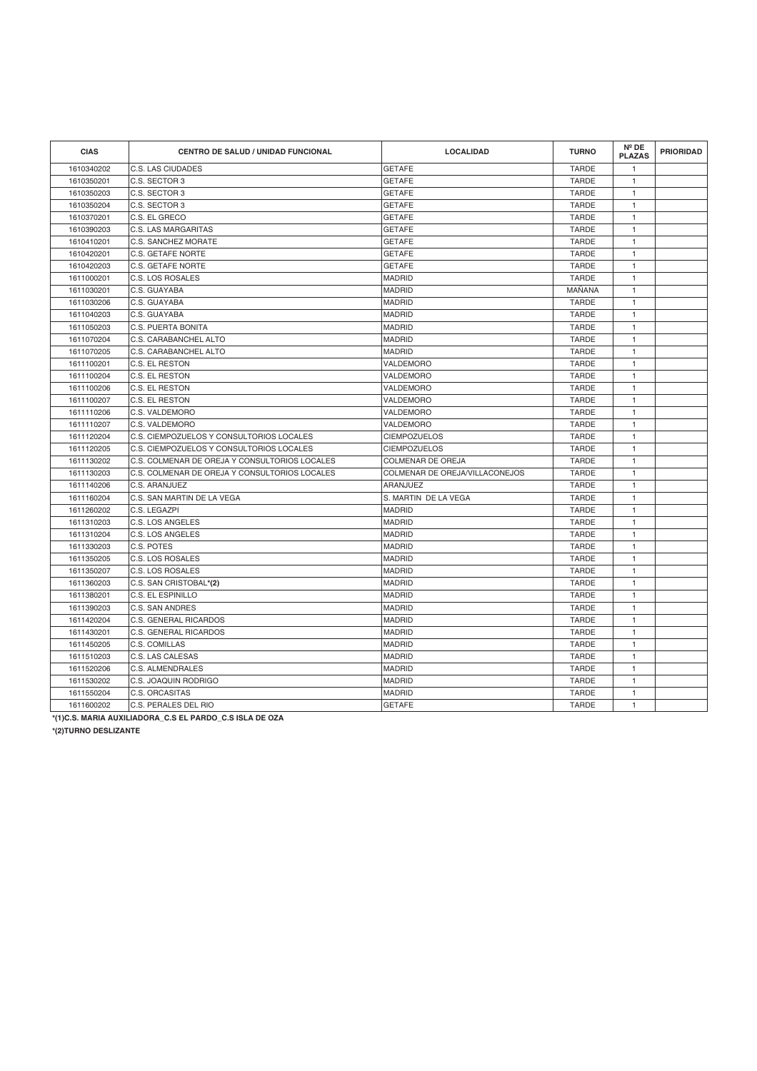| CIAS | CENTRO DE SALUD / UNIDAD FUNCIONAL | LOCALIDAD | TURNO | Nº DE PLAZAS | PRIORIDAD |
|---|---|---|---|---|---|
| 1610340202 | C.S. LAS CIUDADES | GETAFE | TARDE | 1 | |
| 1610350201 | C.S. SECTOR 3 | GETAFE | TARDE | 1 | |
| 1610350203 | C.S. SECTOR 3 | GETAFE | TARDE | 1 | |
| 1610350204 | C.S. SECTOR 3 | GETAFE | TARDE | 1 | |
| 1610370201 | C.S. EL GRECO | GETAFE | TARDE | 1 | |
| 1610390203 | C.S. LAS MARGARITAS | GETAFE | TARDE | 1 | |
| 1610410201 | C.S. SANCHEZ MORATE | GETAFE | TARDE | 1 | |
| 1610420201 | C.S. GETAFE NORTE | GETAFE | TARDE | 1 | |
| 1610420203 | C.S. GETAFE NORTE | GETAFE | TARDE | 1 | |
| 1611000201 | C.S. LOS ROSALES | MADRID | TARDE | 1 | |
| 1611030201 | C.S. GUAYABA | MADRID | MAÑANA | 1 | |
| 1611030206 | C.S. GUAYABA | MADRID | TARDE | 1 | |
| 1611040203 | C.S. GUAYABA | MADRID | TARDE | 1 | |
| 1611050203 | C.S. PUERTA BONITA | MADRID | TARDE | 1 | |
| 1611070204 | C.S. CARABANCHEL ALTO | MADRID | TARDE | 1 | |
| 1611070205 | C.S. CARABANCHEL ALTO | MADRID | TARDE | 1 | |
| 1611100201 | C.S. EL RESTON | VALDEMORO | TARDE | 1 | |
| 1611100204 | C.S. EL RESTON | VALDEMORO | TARDE | 1 | |
| 1611100206 | C.S. EL RESTON | VALDEMORO | TARDE | 1 | |
| 1611100207 | C.S. EL RESTON | VALDEMORO | TARDE | 1 | |
| 1611110206 | C.S. VALDEMORO | VALDEMORO | TARDE | 1 | |
| 1611110207 | C.S. VALDEMORO | VALDEMORO | TARDE | 1 | |
| 1611120204 | C.S. CIEMPOZUELOS Y CONSULTORIOS LOCALES | CIEMPOZUELOS | TARDE | 1 | |
| 1611120205 | C.S. CIEMPOZUELOS Y CONSULTORIOS LOCALES | CIEMPOZUELOS | TARDE | 1 | |
| 1611130202 | C.S. COLMENAR DE OREJA Y CONSULTORIOS LOCALES | COLMENAR DE OREJA | TARDE | 1 | |
| 1611130203 | C.S. COLMENAR DE OREJA Y CONSULTORIOS LOCALES | COLMENAR DE OREJA/VILLACONEJOS | TARDE | 1 | |
| 1611140206 | C.S. ARANJUEZ | ARANJUEZ | TARDE | 1 | |
| 1611160204 | C.S. SAN MARTIN DE LA VEGA | S. MARTIN DE LA VEGA | TARDE | 1 | |
| 1611260202 | C.S. LEGAZPI | MADRID | TARDE | 1 | |
| 1611310203 | C.S. LOS ANGELES | MADRID | TARDE | 1 | |
| 1611310204 | C.S. LOS ANGELES | MADRID | TARDE | 1 | |
| 1611330203 | C.S. POTES | MADRID | TARDE | 1 | |
| 1611350205 | C.S. LOS ROSALES | MADRID | TARDE | 1 | |
| 1611350207 | C.S. LOS ROSALES | MADRID | TARDE | 1 | |
| 1611360203 | C.S. SAN CRISTOBAL**\*(2)** | MADRID | TARDE | 1 | |
| 1611380201 | C.S. EL ESPINILLO | MADRID | TARDE | 1 | |
| 1611390203 | C.S. SAN ANDRES | MADRID | TARDE | 1 | |
| 1611420204 | C.S. GENERAL RICARDOS | MADRID | TARDE | 1 | |
| 1611430201 | C.S. GENERAL RICARDOS | MADRID | TARDE | 1 | |
| 1611450205 | C.S. COMILLAS | MADRID | TARDE | 1 | |
| 1611510203 | C.S. LAS CALESAS | MADRID | TARDE | 1 | |
| 1611520206 | C.S. ALMENDRALES | MADRID | TARDE | 1 | |
| 1611530202 | C.S. JOAQUIN RODRIGO | MADRID | TARDE | 1 | |
| 1611550204 | C.S. ORCASITAS | MADRID | TARDE | 1 | |
| 1611600202 | C.S. PERALES DEL RIO | GETAFE | TARDE | 1 | |

**\*(1)C.S. MARIA AUXILIADORA_C.S EL PARDO_C.S ISLA DE OZA**

**\*(2)TURNO DESLIZANTE**